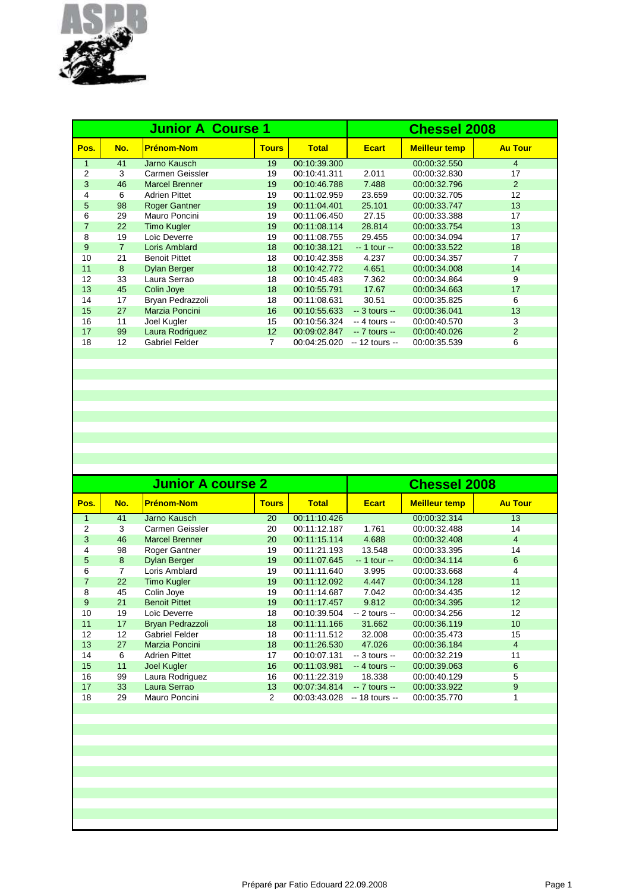## Junior A Course 1 — Chessel 2008

| Pos. | No. | Prénom-Nom | Tours | Total | Ecart | Meilleur temp | Au Tour |
|---|---|---|---|---|---|---|---|
| 1 | 41 | Jarno Kausch | 19 | 00:10:39.300 | | 00:00:32.550 | 4 |
| 2 | 3 | Carmen Geissler | 19 | 00:10:41.311 | 2.011 | 00:00:32.830 | 17 |
| 3 | 46 | Marcel Brenner | 19 | 00:10:46.788 | 7.488 | 00:00:32.796 | 2 |
| 4 | 6 | Adrien Pittet | 19 | 00:11:02.959 | 23.659 | 00:00:32.705 | 12 |
| 5 | 98 | Roger Gantner | 19 | 00:11:04.401 | 25.101 | 00:00:33.747 | 13 |
| 6 | 29 | Mauro Poncini | 19 | 00:11:06.450 | 27.15 | 00:00:33.388 | 17 |
| 7 | 22 | Timo Kugler | 19 | 00:11:08.114 | 28.814 | 00:00:33.754 | 13 |
| 8 | 19 | Loïc Deverre | 19 | 00:11:08.755 | 29.455 | 00:00:34.094 | 17 |
| 9 | 7 | Loris Amblard | 18 | 00:10:38.121 | -- 1 tour -- | 00:00:33.522 | 18 |
| 10 | 21 | Benoit Pittet | 18 | 00:10:42.358 | 4.237 | 00:00:34.357 | 7 |
| 11 | 8 | Dylan Berger | 18 | 00:10:42.772 | 4.651 | 00:00:34.008 | 14 |
| 12 | 33 | Laura Serrao | 18 | 00:10:45.483 | 7.362 | 00:00:34.864 | 9 |
| 13 | 45 | Colin Joye | 18 | 00:10:55.791 | 17.67 | 00:00:34.663 | 17 |
| 14 | 17 | Bryan Pedrazzoli | 18 | 00:11:08.631 | 30.51 | 00:00:35.825 | 6 |
| 15 | 27 | Marzia Poncini | 16 | 00:10:55.633 | -- 3 tours -- | 00:00:36.041 | 13 |
| 16 | 11 | Joel Kugler | 15 | 00:10:56.324 | -- 4 tours -- | 00:00:40.570 | 3 |
| 17 | 99 | Laura Rodriguez | 12 | 00:09:02.847 | -- 7 tours -- | 00:00:40.026 | 2 |
| 18 | 12 | Gabriel Felder | 7 | 00:04:25.020 | -- 12 tours -- | 00:00:35.539 | 6 |

## Junior A course 2 — Chessel 2008

| Pos. | No. | Prénom-Nom | Tours | Total | Ecart | Meilleur temp | Au Tour |
|---|---|---|---|---|---|---|---|
| 1 | 41 | Jarno Kausch | 20 | 00:11:10.426 | | 00:00:32.314 | 13 |
| 2 | 3 | Carmen Geissler | 20 | 00:11:12.187 | 1.761 | 00:00:32.488 | 14 |
| 3 | 46 | Marcel Brenner | 20 | 00:11:15.114 | 4.688 | 00:00:32.408 | 4 |
| 4 | 98 | Roger Gantner | 19 | 00:11:21.193 | 13.548 | 00:00:33.395 | 14 |
| 5 | 8 | Dylan Berger | 19 | 00:11:07.645 | -- 1 tour -- | 00:00:34.114 | 6 |
| 6 | 7 | Loris Amblard | 19 | 00:11:11.640 | 3.995 | 00:00:33.668 | 4 |
| 7 | 22 | Timo Kugler | 19 | 00:11:12.092 | 4.447 | 00:00:34.128 | 11 |
| 8 | 45 | Colin Joye | 19 | 00:11:14.687 | 7.042 | 00:00:34.435 | 12 |
| 9 | 21 | Benoit Pittet | 19 | 00:11:17.457 | 9.812 | 00:00:34.395 | 12 |
| 10 | 19 | Loïc Deverre | 18 | 00:10:39.504 | -- 2 tours -- | 00:00:34.256 | 12 |
| 11 | 17 | Bryan Pedrazzoli | 18 | 00:11:11.166 | 31.662 | 00:00:36.119 | 10 |
| 12 | 12 | Gabriel Felder | 18 | 00:11:11.512 | 32.008 | 00:00:35.473 | 15 |
| 13 | 27 | Marzia Poncini | 18 | 00:11:26.530 | 47.026 | 00:00:36.184 | 4 |
| 14 | 6 | Adrien Pittet | 17 | 00:10:07.131 | -- 3 tours -- | 00:00:32.219 | 11 |
| 15 | 11 | Joel Kugler | 16 | 00:11:03.981 | -- 4 tours -- | 00:00:39.063 | 6 |
| 16 | 99 | Laura Rodriguez | 16 | 00:11:22.319 | 18.338 | 00:00:40.129 | 5 |
| 17 | 33 | Laura Serrao | 13 | 00:07:34.814 | -- 7 tours -- | 00:00:33.922 | 9 |
| 18 | 29 | Mauro Poncini | 2 | 00:03:43.028 | -- 18 tours -- | 00:00:35.770 | 1 |

Préparé par Fatio Edouard 22.09.2008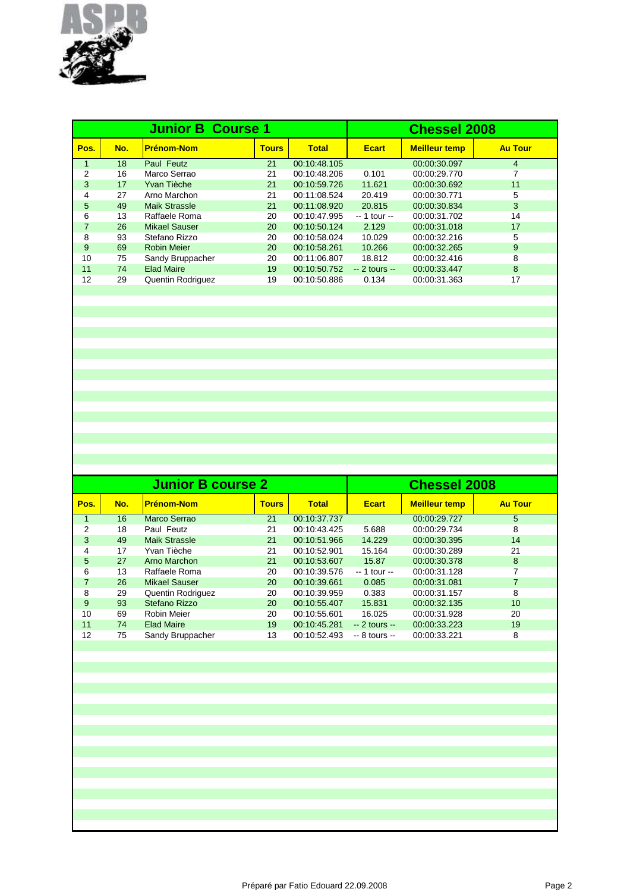## Junior B Course 1 — Chessel 2008

| Pos. | No. | Prénom-Nom | Tours | Total | Ecart | Meilleur temp | Au Tour |
|---|---|---|---|---|---|---|---|
| 1 | 18 | Paul Feutz | 21 | 00:10:48.105 | | 00:00:30.097 | 4 |
| 2 | 16 | Marco Serrao | 21 | 00:10:48.206 | 0.101 | 00:00:29.770 | 7 |
| 3 | 17 | Yvan Tièche | 21 | 00:10:59.726 | 11.621 | 00:00:30.692 | 11 |
| 4 | 27 | Arno Marchon | 21 | 00:11:08.524 | 20.419 | 00:00:30.771 | 5 |
| 5 | 49 | Maik Strassle | 21 | 00:11:08.920 | 20.815 | 00:00:30.834 | 3 |
| 6 | 13 | Raffaele Roma | 20 | 00:10:47.995 | -- 1 tour -- | 00:00:31.702 | 14 |
| 7 | 26 | Mikael Sauser | 20 | 00:10:50.124 | 2.129 | 00:00:31.018 | 17 |
| 8 | 93 | Stefano Rizzo | 20 | 00:10:58.024 | 10.029 | 00:00:32.216 | 5 |
| 9 | 69 | Robin Meier | 20 | 00:10:58.261 | 10.266 | 00:00:32.265 | 9 |
| 10 | 75 | Sandy Bruppacher | 20 | 00:11:06.807 | 18.812 | 00:00:32.416 | 8 |
| 11 | 74 | Elad Maire | 19 | 00:10:50.752 | -- 2 tours -- | 00:00:33.447 | 8 |
| 12 | 29 | Quentin Rodriguez | 19 | 00:10:50.886 | 0.134 | 00:00:31.363 | 17 |

## Junior B course 2 — Chessel 2008

| Pos. | No. | Prénom-Nom | Tours | Total | Ecart | Meilleur temp | Au Tour |
|---|---|---|---|---|---|---|---|
| 1 | 16 | Marco Serrao | 21 | 00:10:37.737 | | 00:00:29.727 | 5 |
| 2 | 18 | Paul Feutz | 21 | 00:10:43.425 | 5.688 | 00:00:29.734 | 8 |
| 3 | 49 | Maik Strassle | 21 | 00:10:51.966 | 14.229 | 00:00:30.395 | 14 |
| 4 | 17 | Yvan Tièche | 21 | 00:10:52.901 | 15.164 | 00:00:30.289 | 21 |
| 5 | 27 | Arno Marchon | 21 | 00:10:53.607 | 15.87 | 00:00:30.378 | 8 |
| 6 | 13 | Raffaele Roma | 20 | 00:10:39.576 | -- 1 tour -- | 00:00:31.128 | 7 |
| 7 | 26 | Mikael Sauser | 20 | 00:10:39.661 | 0.085 | 00:00:31.081 | 7 |
| 8 | 29 | Quentin Rodriguez | 20 | 00:10:39.959 | 0.383 | 00:00:31.157 | 8 |
| 9 | 93 | Stefano Rizzo | 20 | 00:10:55.407 | 15.831 | 00:00:32.135 | 10 |
| 10 | 69 | Robin Meier | 20 | 00:10:55.601 | 16.025 | 00:00:31.928 | 20 |
| 11 | 74 | Elad Maire | 19 | 00:10:45.281 | -- 2 tours -- | 00:00:33.223 | 19 |
| 12 | 75 | Sandy Bruppacher | 13 | 00:10:52.493 | -- 8 tours -- | 00:00:33.221 | 8 |

Préparé par Fatio Edouard 22.09.2008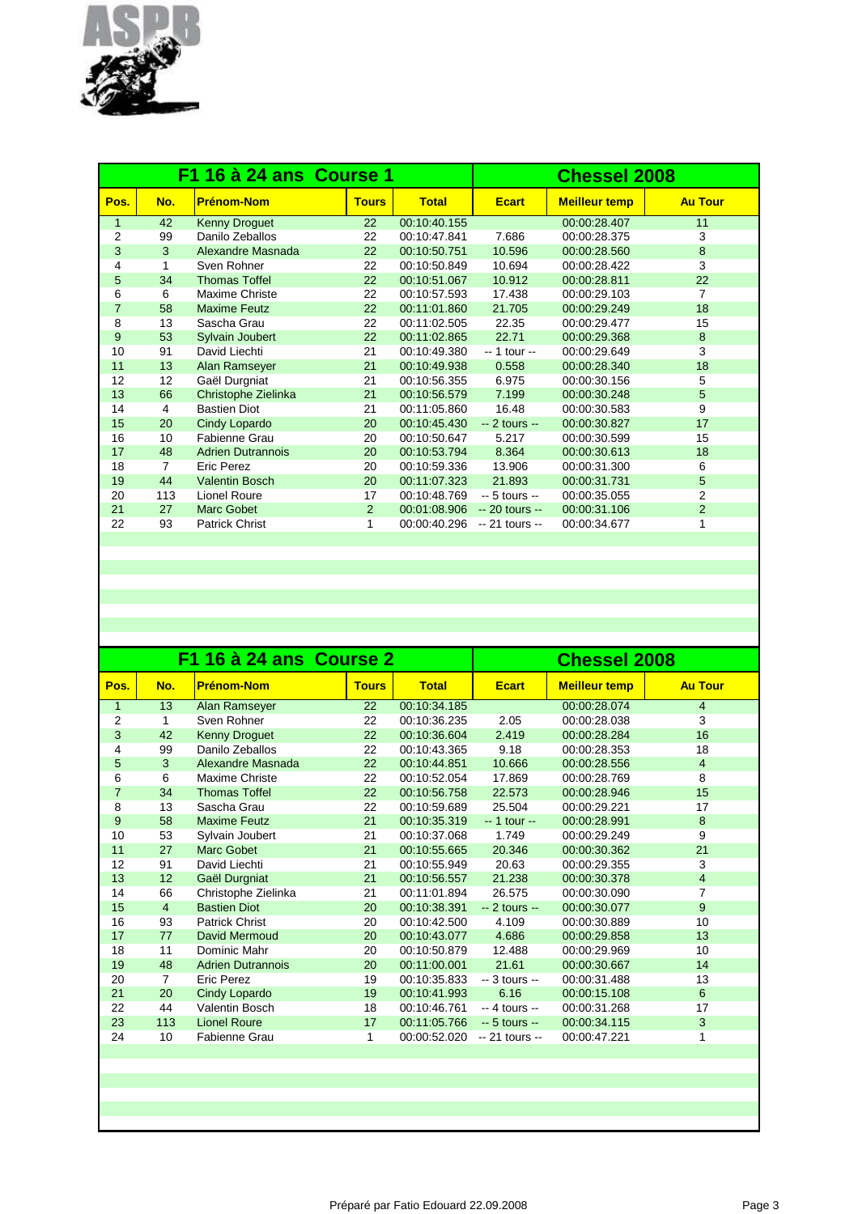ASPB

| F1 16 à 24 ans Course 1 | | | | | Chessel 2008 | | |
|---|---|---|---|---|---|---|---|
| Pos. | No. | Prénom-Nom | Tours | Total | Ecart | Meilleur temp | Au Tour |
| 1 | 42 | Kenny Droguet | 22 | 00:10:40.155 | | 00:00:28.407 | 11 |
| 2 | 99 | Danilo Zeballos | 22 | 00:10:47.841 | 7.686 | 00:00:28.375 | 3 |
| 3 | 3 | Alexandre Masnada | 22 | 00:10:50.751 | 10.596 | 00:00:28.560 | 8 |
| 4 | 1 | Sven Rohner | 22 | 00:10:50.849 | 10.694 | 00:00:28.422 | 3 |
| 5 | 34 | Thomas Toffel | 22 | 00:10:51.067 | 10.912 | 00:00:28.811 | 22 |
| 6 | 6 | Maxime Christe | 22 | 00:10:57.593 | 17.438 | 00:00:29.103 | 7 |
| 7 | 58 | Maxime Feutz | 22 | 00:11:01.860 | 21.705 | 00:00:29.249 | 18 |
| 8 | 13 | Sascha Grau | 22 | 00:11:02.505 | 22.35 | 00:00:29.477 | 15 |
| 9 | 53 | Sylvain Joubert | 22 | 00:11:02.865 | 22.71 | 00:00:29.368 | 8 |
| 10 | 91 | David Liechti | 21 | 00:10:49.380 | -- 1 tour -- | 00:00:29.649 | 3 |
| 11 | 13 | Alan Ramseyer | 21 | 00:10:49.938 | 0.558 | 00:00:28.340 | 18 |
| 12 | 12 | Gaël Durgniat | 21 | 00:10:56.355 | 6.975 | 00:00:30.156 | 5 |
| 13 | 66 | Christophe Zielinka | 21 | 00:10:56.579 | 7.199 | 00:00:30.248 | 5 |
| 14 | 4 | Bastien Diot | 21 | 00:11:05.860 | 16.48 | 00:00:30.583 | 9 |
| 15 | 20 | Cindy Lopardo | 20 | 00:10:45.430 | -- 2 tours -- | 00:00:30.827 | 17 |
| 16 | 10 | Fabienne Grau | 20 | 00:10:50.647 | 5.217 | 00:00:30.599 | 15 |
| 17 | 48 | Adrien Dutrannois | 20 | 00:10:53.794 | 8.364 | 00:00:30.613 | 18 |
| 18 | 7 | Eric Perez | 20 | 00:10:59.336 | 13.906 | 00:00:31.300 | 6 |
| 19 | 44 | Valentin Bosch | 20 | 00:11:07.323 | 21.893 | 00:00:31.731 | 5 |
| 20 | 113 | Lionel Roure | 17 | 00:10:48.769 | -- 5 tours -- | 00:00:35.055 | 2 |
| 21 | 27 | Marc Gobet | 2 | 00:01:08.906 | -- 20 tours -- | 00:00:31.106 | 2 |
| 22 | 93 | Patrick Christ | 1 | 00:00:40.296 | -- 21 tours -- | 00:00:34.677 | 1 |

| F1 16 à 24 ans Course 2 | | | | | Chessel 2008 | | |
|---|---|---|---|---|---|---|---|
| Pos. | No. | Prénom-Nom | Tours | Total | Ecart | Meilleur temp | Au Tour |
| 1 | 13 | Alan Ramseyer | 22 | 00:10:34.185 | | 00:00:28.074 | 4 |
| 2 | 1 | Sven Rohner | 22 | 00:10:36.235 | 2.05 | 00:00:28.038 | 3 |
| 3 | 42 | Kenny Droguet | 22 | 00:10:36.604 | 2.419 | 00:00:28.284 | 16 |
| 4 | 99 | Danilo Zeballos | 22 | 00:10:43.365 | 9.18 | 00:00:28.353 | 18 |
| 5 | 3 | Alexandre Masnada | 22 | 00:10:44.851 | 10.666 | 00:00:28.556 | 4 |
| 6 | 6 | Maxime Christe | 22 | 00:10:52.054 | 17.869 | 00:00:28.769 | 8 |
| 7 | 34 | Thomas Toffel | 22 | 00:10:56.758 | 22.573 | 00:00:28.946 | 15 |
| 8 | 13 | Sascha Grau | 22 | 00:10:59.689 | 25.504 | 00:00:29.221 | 17 |
| 9 | 58 | Maxime Feutz | 21 | 00:10:35.319 | -- 1 tour -- | 00:00:28.991 | 8 |
| 10 | 53 | Sylvain Joubert | 21 | 00:10:37.068 | 1.749 | 00:00:29.249 | 9 |
| 11 | 27 | Marc Gobet | 21 | 00:10:55.665 | 20.346 | 00:00:30.362 | 21 |
| 12 | 91 | David Liechti | 21 | 00:10:55.949 | 20.63 | 00:00:29.355 | 3 |
| 13 | 12 | Gaël Durgniat | 21 | 00:10:56.557 | 21.238 | 00:00:30.378 | 4 |
| 14 | 66 | Christophe Zielinka | 21 | 00:11:01.894 | 26.575 | 00:00:30.090 | 7 |
| 15 | 4 | Bastien Diot | 20 | 00:10:38.391 | -- 2 tours -- | 00:00:30.077 | 9 |
| 16 | 93 | Patrick Christ | 20 | 00:10:42.500 | 4.109 | 00:00:30.889 | 10 |
| 17 | 77 | David Mermoud | 20 | 00:10:43.077 | 4.686 | 00:00:29.858 | 13 |
| 18 | 11 | Dominic Mahr | 20 | 00:10:50.879 | 12.488 | 00:00:29.969 | 10 |
| 19 | 48 | Adrien Dutrannois | 20 | 00:11:00.001 | 21.61 | 00:00:30.667 | 14 |
| 20 | 7 | Eric Perez | 19 | 00:10:35.833 | -- 3 tours -- | 00:00:31.488 | 13 |
| 21 | 20 | Cindy Lopardo | 19 | 00:10:41.993 | 6.16 | 00:00:15.108 | 6 |
| 22 | 44 | Valentin Bosch | 18 | 00:10:46.761 | -- 4 tours -- | 00:00:31.268 | 17 |
| 23 | 113 | Lionel Roure | 17 | 00:11:05.766 | -- 5 tours -- | 00:00:34.115 | 3 |
| 24 | 10 | Fabienne Grau | 1 | 00:00:52.020 | -- 21 tours -- | 00:00:47.221 | 1 |

Préparé par Fatio Edouard 22.09.2008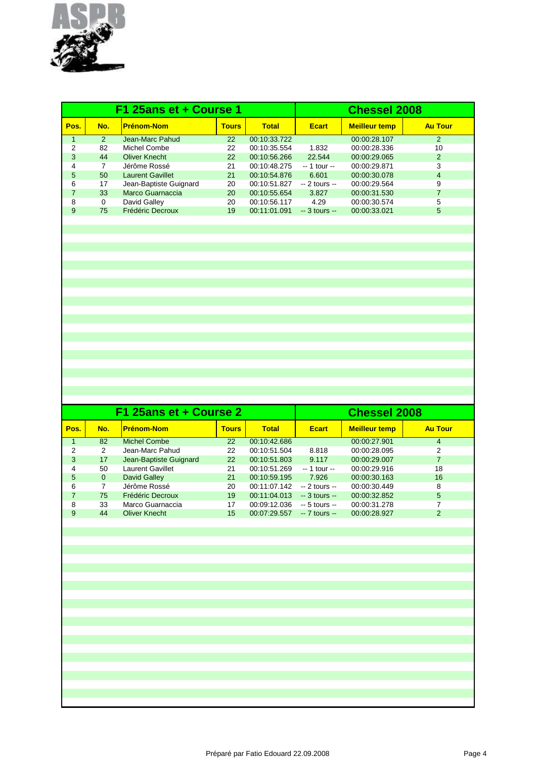ASPB

## F1 25ans et + Course 1 — Chessel 2008

| Pos. | No. | Prénom-Nom | Tours | Total | Ecart | Meilleur temp | Au Tour |
|---|---|---|---|---|---|---|---|
| 1 | 2 | Jean-Marc Pahud | 22 | 00:10:33.722 | | 00:00:28.107 | 2 |
| 2 | 82 | Michel Combe | 22 | 00:10:35.554 | 1.832 | 00:00:28.336 | 10 |
| 3 | 44 | Oliver Knecht | 22 | 00:10:56.266 | 22.544 | 00:00:29.065 | 2 |
| 4 | 7 | Jérôme Rossé | 21 | 00:10:48.275 | -- 1 tour -- | 00:00:29.871 | 3 |
| 5 | 50 | Laurent Gavillet | 21 | 00:10:54.876 | 6.601 | 00:00:30.078 | 4 |
| 6 | 17 | Jean-Baptiste Guignard | 20 | 00:10:51.827 | -- 2 tours -- | 00:00:29.564 | 9 |
| 7 | 33 | Marco Guarnaccia | 20 | 00:10:55.654 | 3.827 | 00:00:31.530 | 7 |
| 8 | 0 | David Galley | 20 | 00:10:56.117 | 4.29 | 00:00:30.574 | 5 |
| 9 | 75 | Frédéric Decroux | 19 | 00:11:01.091 | -- 3 tours -- | 00:00:33.021 | 5 |

## F1 25ans et + Course 2 — Chessel 2008

| Pos. | No. | Prénom-Nom | Tours | Total | Ecart | Meilleur temp | Au Tour |
|---|---|---|---|---|---|---|---|
| 1 | 82 | Michel Combe | 22 | 00:10:42.686 | | 00:00:27.901 | 4 |
| 2 | 2 | Jean-Marc Pahud | 22 | 00:10:51.504 | 8.818 | 00:00:28.095 | 2 |
| 3 | 17 | Jean-Baptiste Guignard | 22 | 00:10:51.803 | 9.117 | 00:00:29.007 | 7 |
| 4 | 50 | Laurent Gavillet | 21 | 00:10:51.269 | -- 1 tour -- | 00:00:29.916 | 18 |
| 5 | 0 | David Galley | 21 | 00:10:59.195 | 7.926 | 00:00:30.163 | 16 |
| 6 | 7 | Jérôme Rossé | 20 | 00:11:07.142 | -- 2 tours -- | 00:00:30.449 | 8 |
| 7 | 75 | Frédéric Decroux | 19 | 00:11:04.013 | -- 3 tours -- | 00:00:32.852 | 5 |
| 8 | 33 | Marco Guarnaccia | 17 | 00:09:12.036 | -- 5 tours -- | 00:00:31.278 | 7 |
| 9 | 44 | Oliver Knecht | 15 | 00:07:29.557 | -- 7 tours -- | 00:00:28.927 | 2 |

Préparé par Fatio Edouard 22.09.2008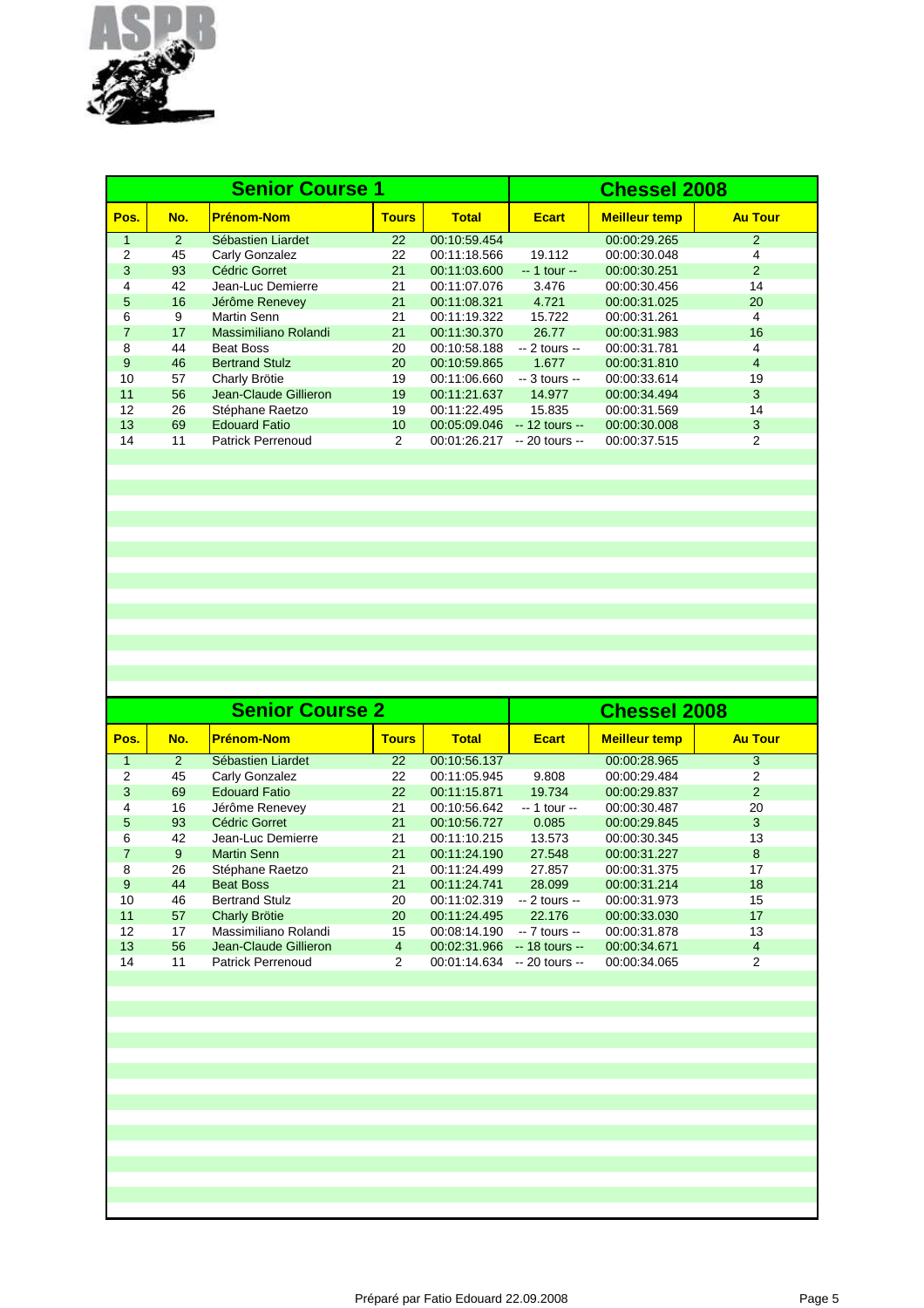ASPB

| Senior Course 1 | | | | | Chessel 2008 | | |
|---|---|---|---|---|---|---|---|
| Pos. | No. | Prénom-Nom | Tours | Total | Ecart | Meilleur temp | Au Tour |
| 1 | 2 | Sébastien Liardet | 22 | 00:10:59.454 | | 00:00:29.265 | 2 |
| 2 | 45 | Carly Gonzalez | 22 | 00:11:18.566 | 19.112 | 00:00:30.048 | 4 |
| 3 | 93 | Cédric Gorret | 21 | 00:11:03.600 | -- 1 tour -- | 00:00:30.251 | 2 |
| 4 | 42 | Jean-Luc Demierre | 21 | 00:11:07.076 | 3.476 | 00:00:30.456 | 14 |
| 5 | 16 | Jérôme Renevey | 21 | 00:11:08.321 | 4.721 | 00:00:31.025 | 20 |
| 6 | 9 | Martin Senn | 21 | 00:11:19.322 | 15.722 | 00:00:31.261 | 4 |
| 7 | 17 | Massimiliano Rolandi | 21 | 00:11:30.370 | 26.77 | 00:00:31.983 | 16 |
| 8 | 44 | Beat Boss | 20 | 00:10:58.188 | -- 2 tours -- | 00:00:31.781 | 4 |
| 9 | 46 | Bertrand Stulz | 20 | 00:10:59.865 | 1.677 | 00:00:31.810 | 4 |
| 10 | 57 | Charly Brötie | 19 | 00:11:06.660 | -- 3 tours -- | 00:00:33.614 | 19 |
| 11 | 56 | Jean-Claude Gillieron | 19 | 00:11:21.637 | 14.977 | 00:00:34.494 | 3 |
| 12 | 26 | Stéphane Raetzo | 19 | 00:11:22.495 | 15.835 | 00:00:31.569 | 14 |
| 13 | 69 | Edouard Fatio | 10 | 00:05:09.046 | -- 12 tours -- | 00:00:30.008 | 3 |
| 14 | 11 | Patrick Perrenoud | 2 | 00:01:26.217 | -- 20 tours -- | 00:00:37.515 | 2 |

| Senior Course 2 | | | | | Chessel 2008 | | |
|---|---|---|---|---|---|---|---|
| Pos. | No. | Prénom-Nom | Tours | Total | Ecart | Meilleur temp | Au Tour |
| 1 | 2 | Sébastien Liardet | 22 | 00:10:56.137 | | 00:00:28.965 | 3 |
| 2 | 45 | Carly Gonzalez | 22 | 00:11:05.945 | 9.808 | 00:00:29.484 | 2 |
| 3 | 69 | Edouard Fatio | 22 | 00:11:15.871 | 19.734 | 00:00:29.837 | 2 |
| 4 | 16 | Jérôme Renevey | 21 | 00:10:56.642 | -- 1 tour -- | 00:00:30.487 | 20 |
| 5 | 93 | Cédric Gorret | 21 | 00:10:56.727 | 0.085 | 00:00:29.845 | 3 |
| 6 | 42 | Jean-Luc Demierre | 21 | 00:11:10.215 | 13.573 | 00:00:30.345 | 13 |
| 7 | 9 | Martin Senn | 21 | 00:11:24.190 | 27.548 | 00:00:31.227 | 8 |
| 8 | 26 | Stéphane Raetzo | 21 | 00:11:24.499 | 27.857 | 00:00:31.375 | 17 |
| 9 | 44 | Beat Boss | 21 | 00:11:24.741 | 28.099 | 00:00:31.214 | 18 |
| 10 | 46 | Bertrand Stulz | 20 | 00:11:02.319 | -- 2 tours -- | 00:00:31.973 | 15 |
| 11 | 57 | Charly Brötie | 20 | 00:11:24.495 | 22.176 | 00:00:33.030 | 17 |
| 12 | 17 | Massimiliano Rolandi | 15 | 00:08:14.190 | -- 7 tours -- | 00:00:31.878 | 13 |
| 13 | 56 | Jean-Claude Gillieron | 4 | 00:02:31.966 | -- 18 tours -- | 00:00:34.671 | 4 |
| 14 | 11 | Patrick Perrenoud | 2 | 00:01:14.634 | -- 20 tours -- | 00:00:34.065 | 2 |

Préparé par Fatio Edouard 22.09.2008